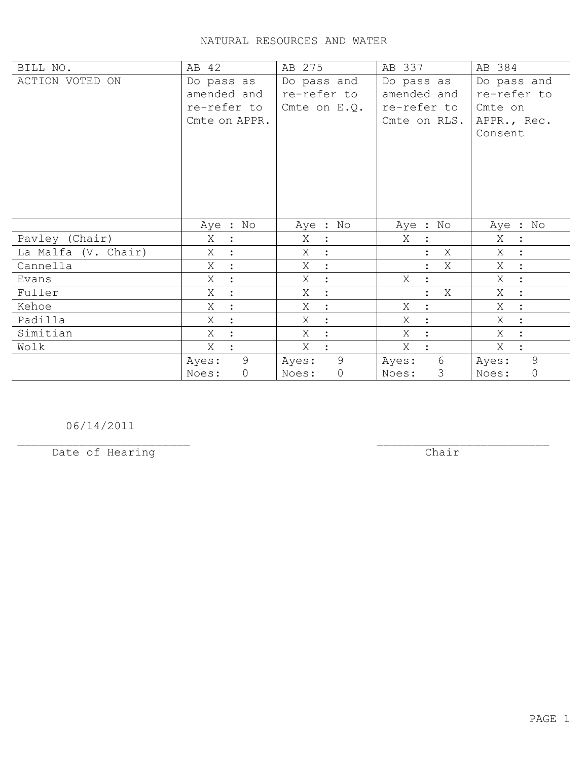# NATURAL RESOURCES AND WATER

| BILL NO. | AB 42 | AB 275 | AB 337 | AB 384 |
|---|---|---|---|---|
| ACTION VOTED ON | Do pass as amended and re-refer to Cmte on APPR. | Do pass and re-refer to Cmte on E.Q. | Do pass as amended and re-refer to Cmte on RLS. | Do pass and re-refer to Cmte on APPR., Rec. Consent |
| | Aye : No | Aye : No | Aye : No | Aye : No |
| Pavley (Chair) | X : | X : | X : | X : |
| La Malfa (V. Chair) | X : | X : | : X | X : |
| Cannella | X : | X : | : X | X : |
| Evans | X : | X : | X : | X : |
| Fuller | X : | X : | : X | X : |
| Kehoe | X : | X : | X : | X : |
| Padilla | X : | X : | X : | X : |
| Simitian | X : | X : | X : | X : |
| Wolk | X : | X : | X : | X : |
| | Ayes: 9<br>Noes: 0 | Ayes: 9<br>Noes: 0 | Ayes: 6<br>Noes: 3 | Ayes: 9<br>Noes: 0 |

06/14/2011
________________________
Date of Hearing

________________________
Chair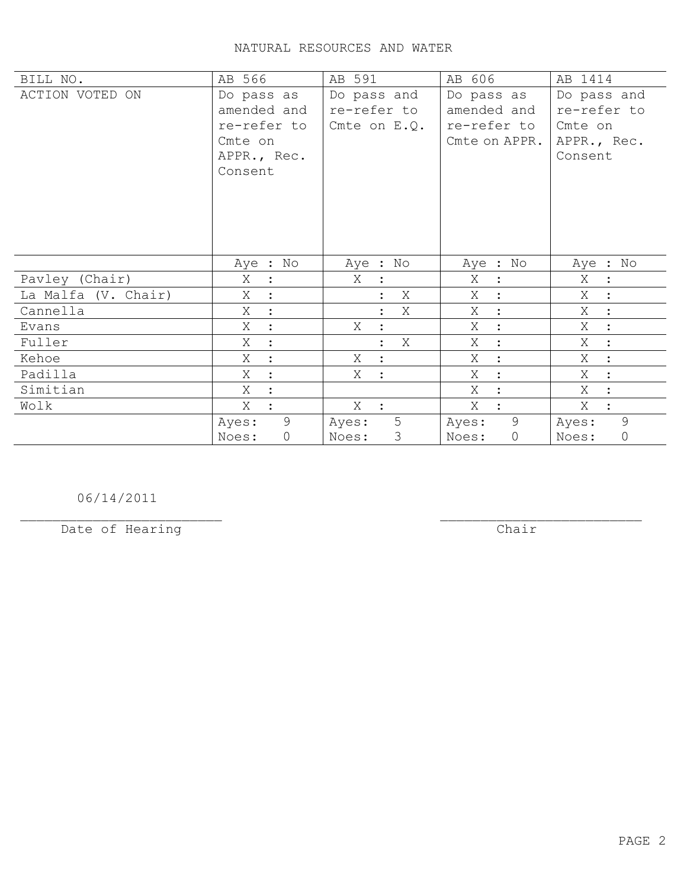# NATURAL RESOURCES AND WATER

| BILL NO. | AB 566 | AB 591 | AB 606 | AB 1414 |
|---|---|---|---|---|
| ACTION VOTED ON | Do pass as amended and re-refer to Cmte on APPR., Rec. Consent | Do pass and re-refer to Cmte on E.Q. | Do pass as amended and re-refer to Cmte on APPR. | Do pass and re-refer to Cmte on APPR., Rec. Consent |
| | Aye : No | Aye : No | Aye : No | Aye : No |
| Pavley (Chair) | X : | X : | X : | X : |
| La Malfa (V. Chair) | X : | : X | X : | X : |
| Cannella | X : | : X | X : | X : |
| Evans | X : | X : | X : | X : |
| Fuller | X : | : X | X : | X : |
| Kehoe | X : | X : | X : | X : |
| Padilla | X : | X : | X : | X : |
| Simitian | X : | | X : | X : |
| Wolk | X : | X : | X : | X : |
| | Ayes: 9 Noes: 0 | Ayes: 5 Noes: 3 | Ayes: 9 Noes: 0 | Ayes: 9 Noes: 0 |

06/14/2011
_________________________
Date of Hearing

_________________________
Chair